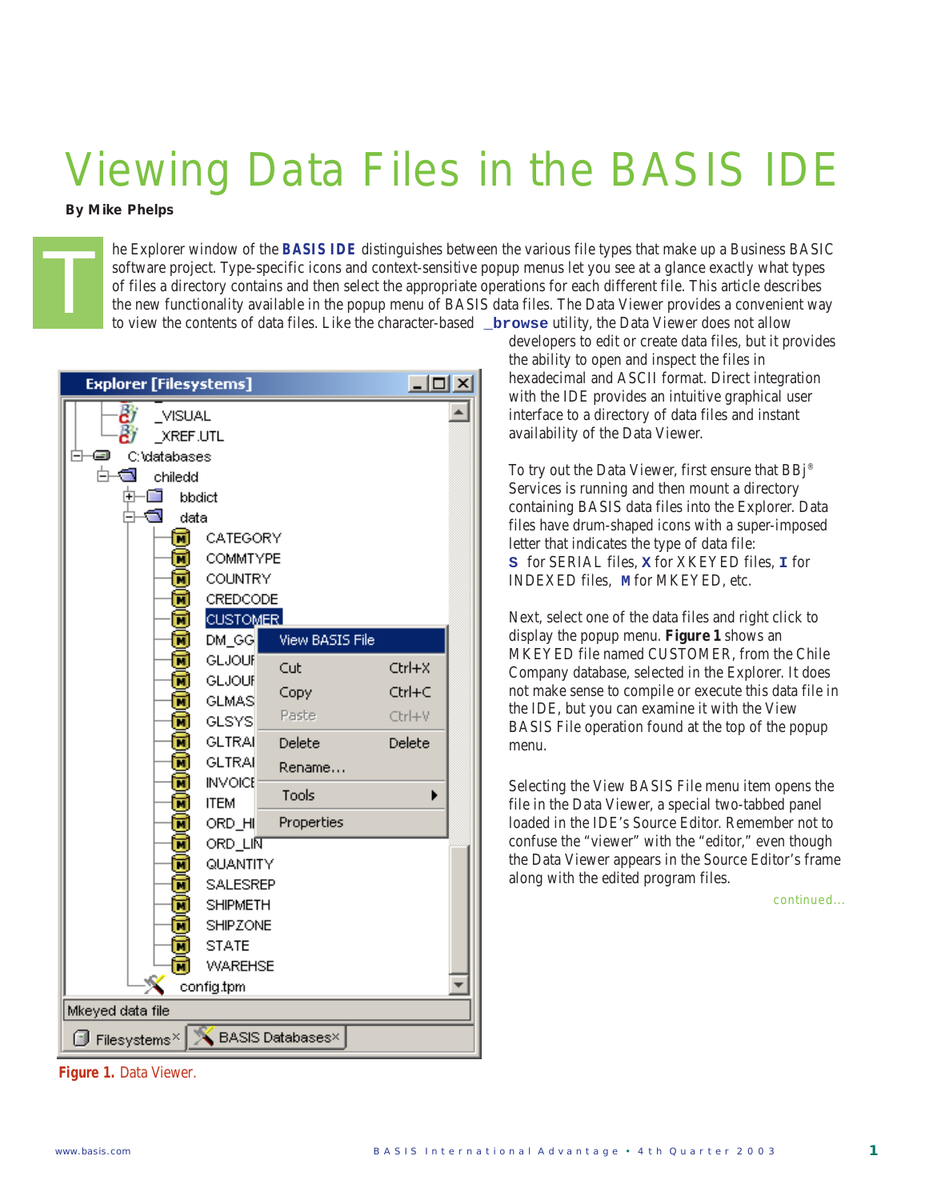# Viewing Data Files in the BASIS IDE

**By Mike Phelps**

The Explorer window of the **BASIS IDE** distinguishes between the various file types that make up a Business BASIC software project. Type-specific icons and context-sensitive popup menus let you see at a glance exactly what types of files a directory contains and then select the appropriate operations for each different file. This article describes the new functionality available in the popup menu of BASIS data files. The Data Viewer provides a convenient way to view the contents of data files. Like the character-based **_browse** utility, the Data Viewer does not allow developers to edit or create data files, but it provides the ability to open and inspect the files in hexadecimal and ASCII format. Direct integration with the IDE provides an intuitive graphical user interface to a directory of data files and instant availability of the Data Viewer.

To try out the Data Viewer, first ensure that BBj® Services is running and then mount a directory containing BASIS data files into the Explorer. Data files have drum-shaped icons with a super-imposed letter that indicates the type of data file: **S** for SERIAL files, **X** for XKEYED files, **I** for INDEXED files, **M** for MKEYED, etc.

Next, select one of the data files and right click to display the popup menu. **Figure 1** shows an MKEYED file named CUSTOMER, from the Chile Company database, selected in the Explorer. It does not make sense to compile or execute this data file in the IDE, but you can examine it with the View BASIS File operation found at the top of the popup menu.

Selecting the View BASIS File menu item opens the file in the Data Viewer, a special two-tabbed panel loaded in the IDE's Source Editor. Remember not to confuse the "viewer" with the "editor," even though the Data Viewer appears in the Source Editor's frame along with the edited program files.

continued...

**Figure 1.** Data Viewer.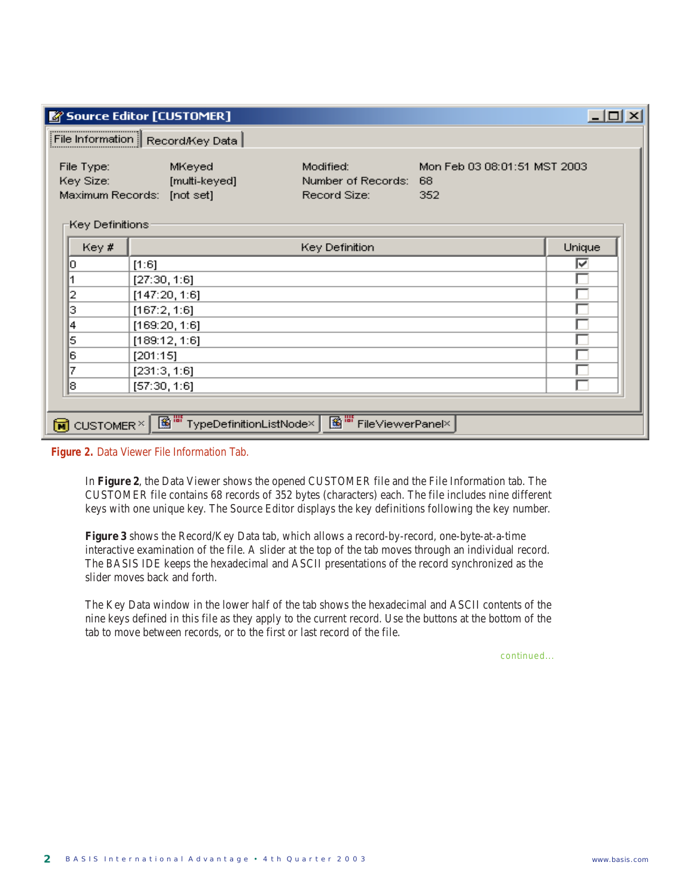| Key # | Key Definition | Unique |
|---|---|---|
| 0 | [1:6] | ☑ |
| 1 | [27:30, 1:6] | ☐ |
| 2 | [147:20, 1:6] | ☐ |
| 3 | [167:2, 1:6] | ☐ |
| 4 | [169:20, 1:6] | ☐ |
| 5 | [189:12, 1:6] | ☐ |
| 6 | [201:15] | ☐ |
| 7 | [231:3, 1:6] | ☐ |
| 8 | [57:30, 1:6] | ☐ |

**Figure 2.** Data Viewer File Information Tab.

In **Figure 2**, the Data Viewer shows the opened CUSTOMER file and the File Information tab. The CUSTOMER file contains 68 records of 352 bytes (characters) each. The file includes nine different keys with one unique key. The Source Editor displays the key definitions following the key number.

**Figure 3** shows the Record/Key Data tab, which allows a record-by-record, one-byte-at-a-time interactive examination of the file. A slider at the top of the tab moves through an individual record. The BASIS IDE keeps the hexadecimal and ASCII presentations of the record synchronized as the slider moves back and forth.

The Key Data window in the lower half of the tab shows the hexadecimal and ASCII contents of the nine keys defined in this file as they apply to the current record. Use the buttons at the bottom of the tab to move between records, or to the first or last record of the file.

continued...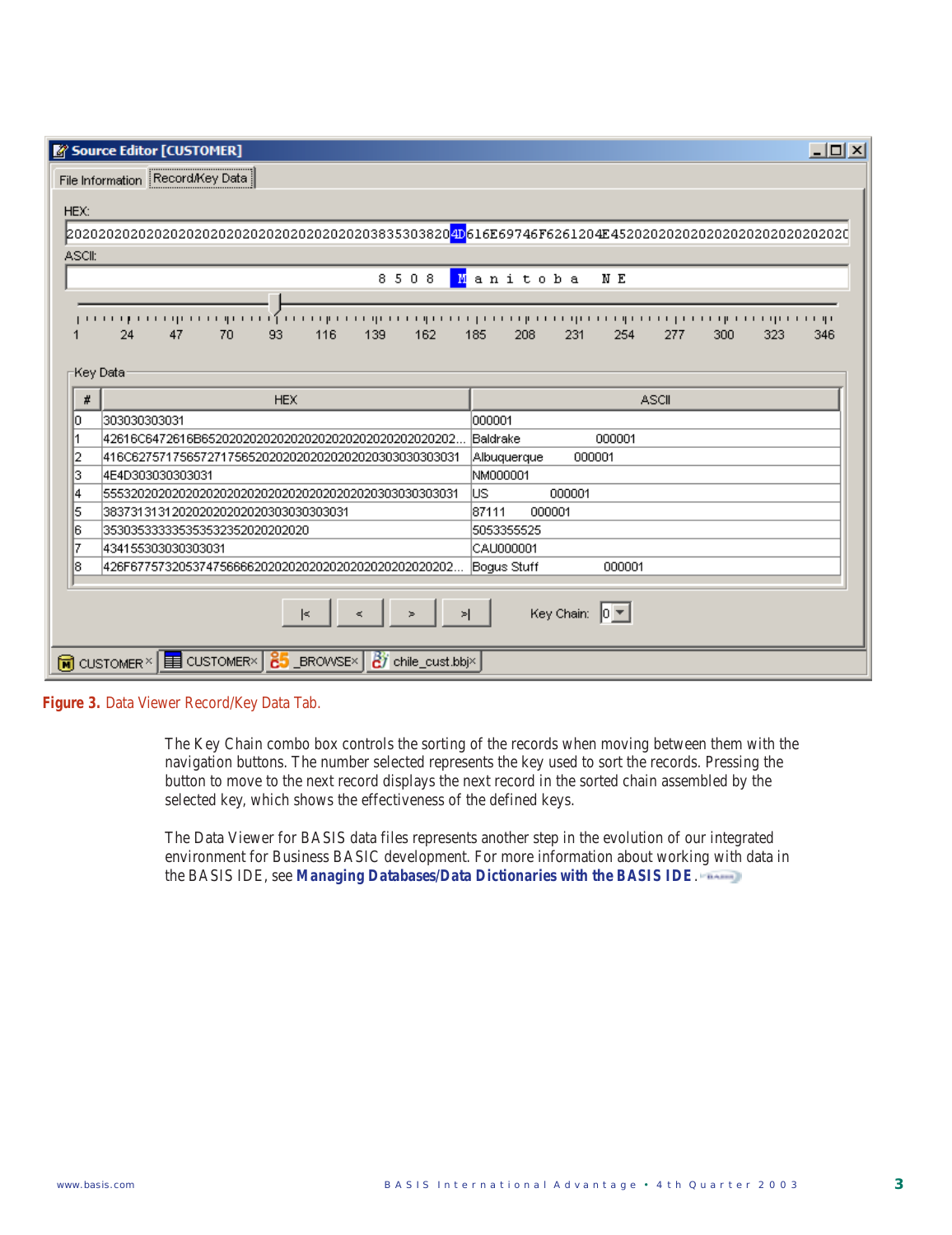Figure 3. Data Viewer Record/Key Data Tab.

The Key Chain combo box controls the sorting of the records when moving between them with the navigation buttons. The number selected represents the key used to sort the records. Pressing the button to move to the next record displays the next record in the sorted chain assembled by the selected key, which shows the effectiveness of the defined keys.

The Data Viewer for BASIS data files represents another step in the evolution of our integrated environment for Business BASIC development. For more information about working with data in the BASIS IDE, see **Managing Databases/Data Dictionaries with the BASIS IDE**.